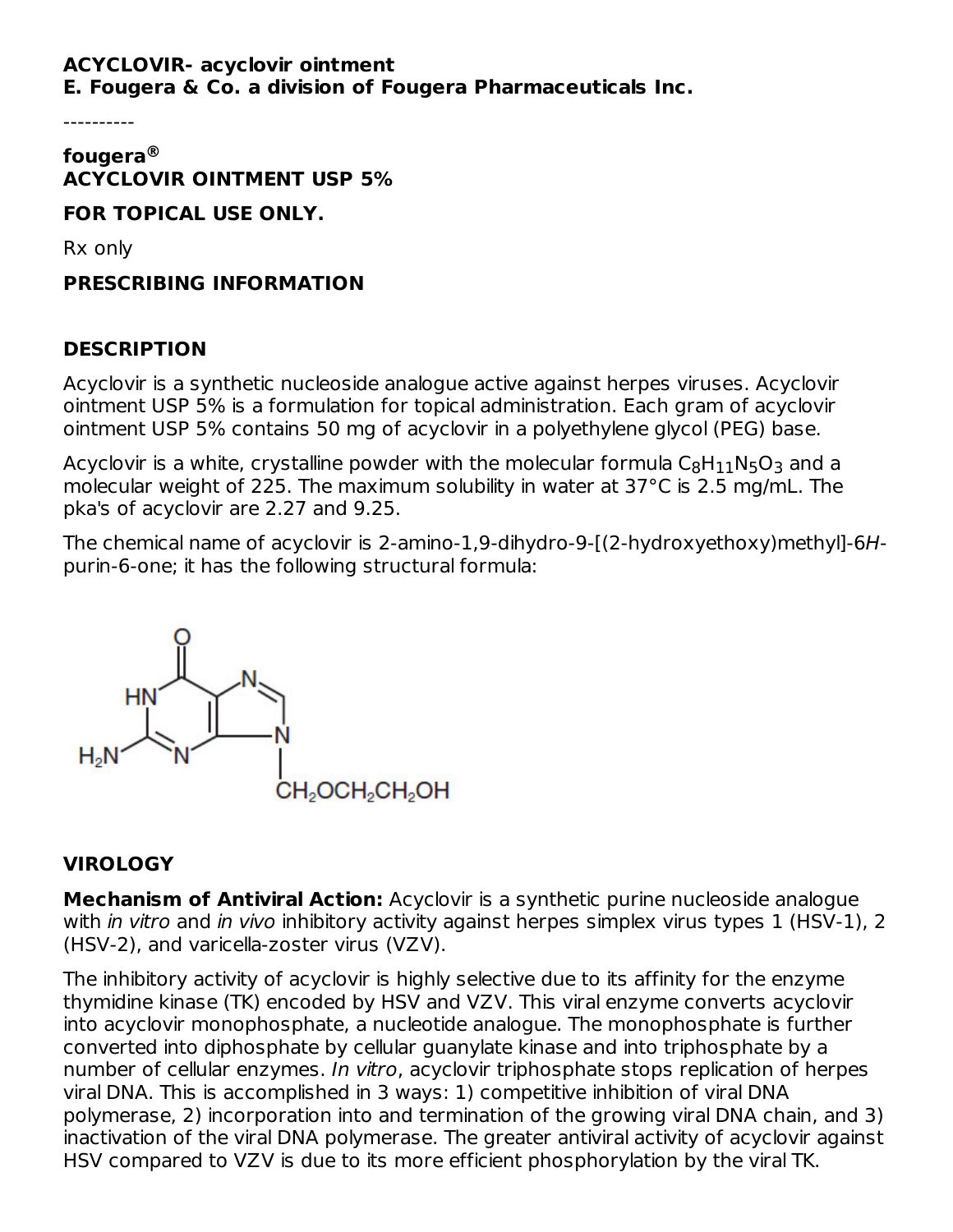**ACYCLOVIR- acyclovir ointment**
**E. Fougera & Co. a division of Fougera Pharmaceuticals Inc.**

----------

**fougera®**
**ACYCLOVIR OINTMENT USP 5%**

**FOR TOPICAL USE ONLY.**

Rx only

**PRESCRIBING INFORMATION**

## DESCRIPTION

Acyclovir is a synthetic nucleoside analogue active against herpes viruses. Acyclovir ointment USP 5% is a formulation for topical administration. Each gram of acyclovir ointment USP 5% contains 50 mg of acyclovir in a polyethylene glycol (PEG) base.

Acyclovir is a white, crystalline powder with the molecular formula $C_8H_{11}N_5O_3$ and a molecular weight of 225. The maximum solubility in water at 37°C is 2.5 mg/mL. The pka's of acyclovir are 2.27 and 9.25.

The chemical name of acyclovir is 2-amino-1,9-dihydro-9-[(2-hydroxyethoxy)methyl]-6*H*-purin-6-one; it has the following structural formula:

## VIROLOGY

**Mechanism of Antiviral Action:** Acyclovir is a synthetic purine nucleoside analogue with *in vitro* and *in vivo* inhibitory activity against herpes simplex virus types 1 (HSV-1), 2 (HSV-2), and varicella-zoster virus (VZV).

The inhibitory activity of acyclovir is highly selective due to its affinity for the enzyme thymidine kinase (TK) encoded by HSV and VZV. This viral enzyme converts acyclovir into acyclovir monophosphate, a nucleotide analogue. The monophosphate is further converted into diphosphate by cellular guanylate kinase and into triphosphate by a number of cellular enzymes. *In vitro*, acyclovir triphosphate stops replication of herpes viral DNA. This is accomplished in 3 ways: 1) competitive inhibition of viral DNA polymerase, 2) incorporation into and termination of the growing viral DNA chain, and 3) inactivation of the viral DNA polymerase. The greater antiviral activity of acyclovir against HSV compared to VZV is due to its more efficient phosphorylation by the viral TK.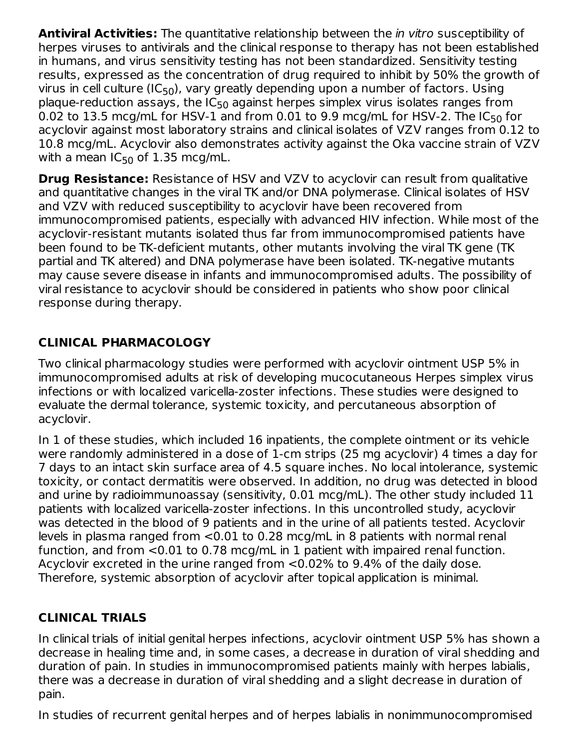**Antiviral Activities:** The quantitative relationship between the *in vitro* susceptibility of herpes viruses to antivirals and the clinical response to therapy has not been established in humans, and virus sensitivity testing has not been standardized. Sensitivity testing results, expressed as the concentration of drug required to inhibit by 50% the growth of virus in cell culture ($IC_{50}$), vary greatly depending upon a number of factors. Using plaque-reduction assays, the $IC_{50}$ against herpes simplex virus isolates ranges from 0.02 to 13.5 mcg/mL for HSV-1 and from 0.01 to 9.9 mcg/mL for HSV-2. The $IC_{50}$ for acyclovir against most laboratory strains and clinical isolates of VZV ranges from 0.12 to 10.8 mcg/mL. Acyclovir also demonstrates activity against the Oka vaccine strain of VZV with a mean $IC_{50}$ of 1.35 mcg/mL.

**Drug Resistance:** Resistance of HSV and VZV to acyclovir can result from qualitative and quantitative changes in the viral TK and/or DNA polymerase. Clinical isolates of HSV and VZV with reduced susceptibility to acyclovir have been recovered from immunocompromised patients, especially with advanced HIV infection. While most of the acyclovir-resistant mutants isolated thus far from immunocompromised patients have been found to be TK-deficient mutants, other mutants involving the viral TK gene (TK partial and TK altered) and DNA polymerase have been isolated. TK-negative mutants may cause severe disease in infants and immunocompromised adults. The possibility of viral resistance to acyclovir should be considered in patients who show poor clinical response during therapy.

## CLINICAL PHARMACOLOGY

Two clinical pharmacology studies were performed with acyclovir ointment USP 5% in immunocompromised adults at risk of developing mucocutaneous Herpes simplex virus infections or with localized varicella-zoster infections. These studies were designed to evaluate the dermal tolerance, systemic toxicity, and percutaneous absorption of acyclovir.

In 1 of these studies, which included 16 inpatients, the complete ointment or its vehicle were randomly administered in a dose of 1-cm strips (25 mg acyclovir) 4 times a day for 7 days to an intact skin surface area of 4.5 square inches. No local intolerance, systemic toxicity, or contact dermatitis were observed. In addition, no drug was detected in blood and urine by radioimmunoassay (sensitivity, 0.01 mcg/mL). The other study included 11 patients with localized varicella-zoster infections. In this uncontrolled study, acyclovir was detected in the blood of 9 patients and in the urine of all patients tested. Acyclovir levels in plasma ranged from <0.01 to 0.28 mcg/mL in 8 patients with normal renal function, and from <0.01 to 0.78 mcg/mL in 1 patient with impaired renal function. Acyclovir excreted in the urine ranged from <0.02% to 9.4% of the daily dose. Therefore, systemic absorption of acyclovir after topical application is minimal.

## CLINICAL TRIALS

In clinical trials of initial genital herpes infections, acyclovir ointment USP 5% has shown a decrease in healing time and, in some cases, a decrease in duration of viral shedding and duration of pain. In studies in immunocompromised patients mainly with herpes labialis, there was a decrease in duration of viral shedding and a slight decrease in duration of pain.

In studies of recurrent genital herpes and of herpes labialis in nonimmunocompromised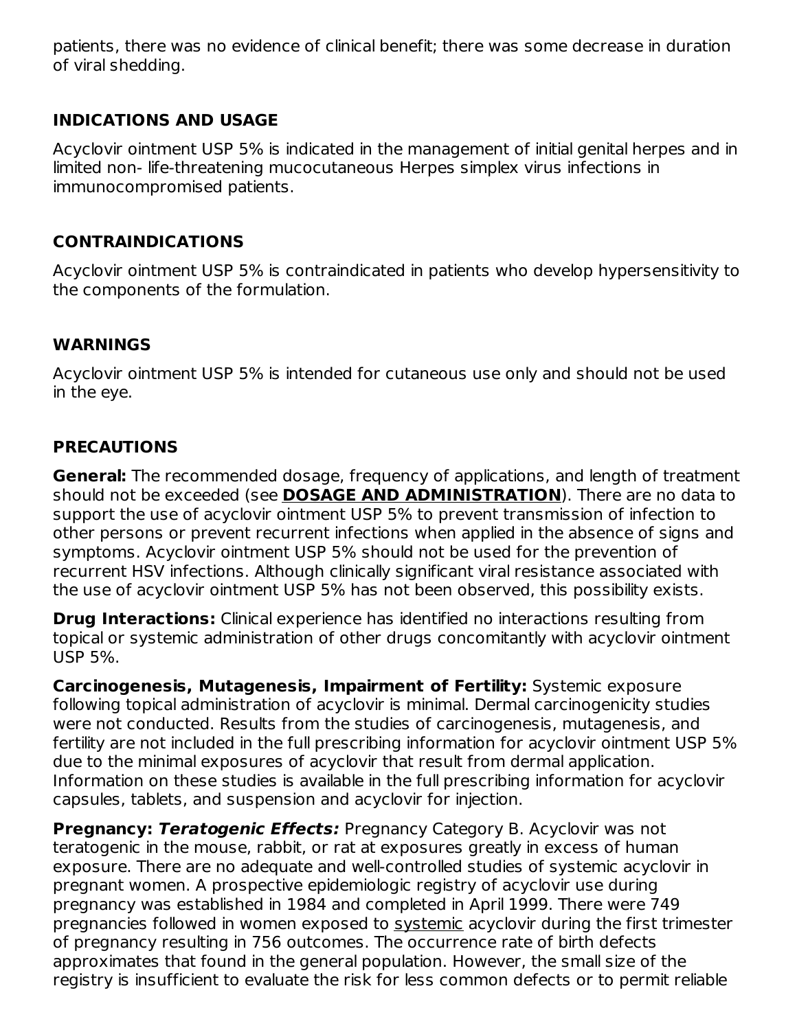patients, there was no evidence of clinical benefit; there was some decrease in duration of viral shedding.

## INDICATIONS AND USAGE

Acyclovir ointment USP 5% is indicated in the management of initial genital herpes and in limited non- life-threatening mucocutaneous Herpes simplex virus infections in immunocompromised patients.

## CONTRAINDICATIONS

Acyclovir ointment USP 5% is contraindicated in patients who develop hypersensitivity to the components of the formulation.

## WARNINGS

Acyclovir ointment USP 5% is intended for cutaneous use only and should not be used in the eye.

## PRECAUTIONS

**General:** The recommended dosage, frequency of applications, and length of treatment should not be exceeded (see **DOSAGE AND ADMINISTRATION**). There are no data to support the use of acyclovir ointment USP 5% to prevent transmission of infection to other persons or prevent recurrent infections when applied in the absence of signs and symptoms. Acyclovir ointment USP 5% should not be used for the prevention of recurrent HSV infections. Although clinically significant viral resistance associated with the use of acyclovir ointment USP 5% has not been observed, this possibility exists.

**Drug Interactions:** Clinical experience has identified no interactions resulting from topical or systemic administration of other drugs concomitantly with acyclovir ointment USP 5%.

**Carcinogenesis, Mutagenesis, Impairment of Fertility:** Systemic exposure following topical administration of acyclovir is minimal. Dermal carcinogenicity studies were not conducted. Results from the studies of carcinogenesis, mutagenesis, and fertility are not included in the full prescribing information for acyclovir ointment USP 5% due to the minimal exposures of acyclovir that result from dermal application. Information on these studies is available in the full prescribing information for acyclovir capsules, tablets, and suspension and acyclovir for injection.

**Pregnancy:** ***Teratogenic Effects:*** Pregnancy Category B. Acyclovir was not teratogenic in the mouse, rabbit, or rat at exposures greatly in excess of human exposure. There are no adequate and well-controlled studies of systemic acyclovir in pregnant women. A prospective epidemiologic registry of acyclovir use during pregnancy was established in 1984 and completed in April 1999. There were 749 pregnancies followed in women exposed to systemic acyclovir during the first trimester of pregnancy resulting in 756 outcomes. The occurrence rate of birth defects approximates that found in the general population. However, the small size of the registry is insufficient to evaluate the risk for less common defects or to permit reliable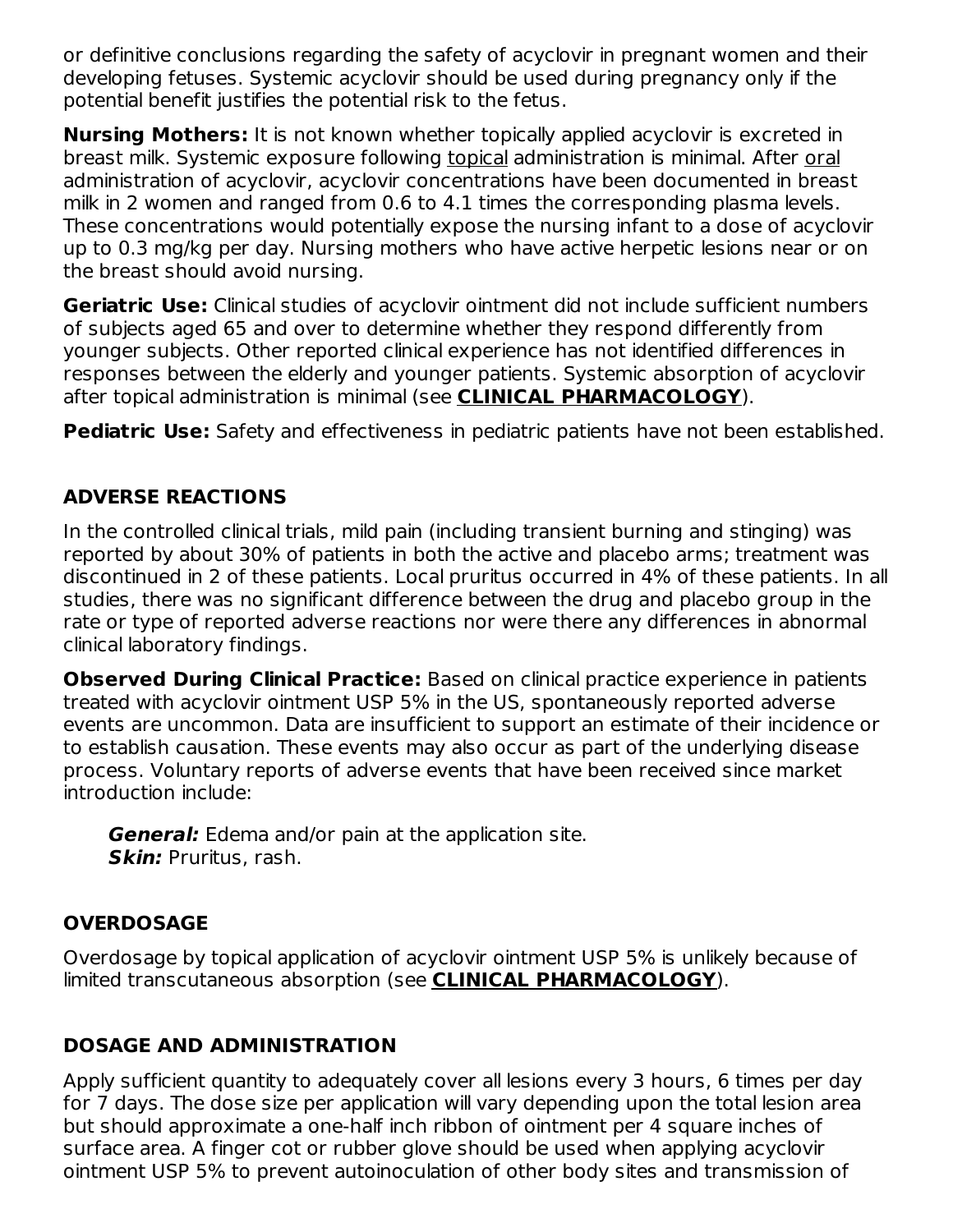or definitive conclusions regarding the safety of acyclovir in pregnant women and their developing fetuses. Systemic acyclovir should be used during pregnancy only if the potential benefit justifies the potential risk to the fetus.

**Nursing Mothers:** It is not known whether topically applied acyclovir is excreted in breast milk. Systemic exposure following topical administration is minimal. After oral administration of acyclovir, acyclovir concentrations have been documented in breast milk in 2 women and ranged from 0.6 to 4.1 times the corresponding plasma levels. These concentrations would potentially expose the nursing infant to a dose of acyclovir up to 0.3 mg/kg per day. Nursing mothers who have active herpetic lesions near or on the breast should avoid nursing.

**Geriatric Use:** Clinical studies of acyclovir ointment did not include sufficient numbers of subjects aged 65 and over to determine whether they respond differently from younger subjects. Other reported clinical experience has not identified differences in responses between the elderly and younger patients. Systemic absorption of acyclovir after topical administration is minimal (see **CLINICAL PHARMACOLOGY**).

**Pediatric Use:** Safety and effectiveness in pediatric patients have not been established.

## ADVERSE REACTIONS

In the controlled clinical trials, mild pain (including transient burning and stinging) was reported by about 30% of patients in both the active and placebo arms; treatment was discontinued in 2 of these patients. Local pruritus occurred in 4% of these patients. In all studies, there was no significant difference between the drug and placebo group in the rate or type of reported adverse reactions nor were there any differences in abnormal clinical laboratory findings.

**Observed During Clinical Practice:** Based on clinical practice experience in patients treated with acyclovir ointment USP 5% in the US, spontaneously reported adverse events are uncommon. Data are insufficient to support an estimate of their incidence or to establish causation. These events may also occur as part of the underlying disease process. Voluntary reports of adverse events that have been received since market introduction include:

***General:*** Edema and/or pain at the application site.
***Skin:*** Pruritus, rash.

## OVERDOSAGE

Overdosage by topical application of acyclovir ointment USP 5% is unlikely because of limited transcutaneous absorption (see **CLINICAL PHARMACOLOGY**).

## DOSAGE AND ADMINISTRATION

Apply sufficient quantity to adequately cover all lesions every 3 hours, 6 times per day for 7 days. The dose size per application will vary depending upon the total lesion area but should approximate a one-half inch ribbon of ointment per 4 square inches of surface area. A finger cot or rubber glove should be used when applying acyclovir ointment USP 5% to prevent autoinoculation of other body sites and transmission of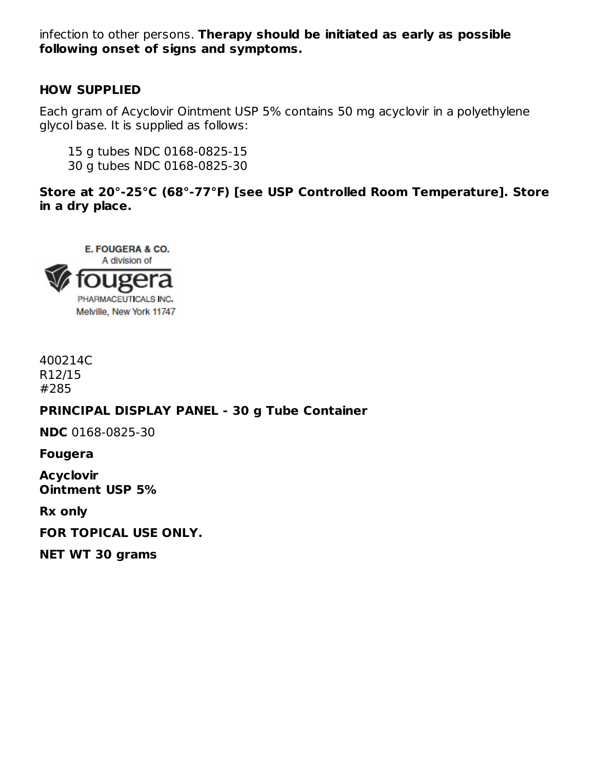infection to other persons. **Therapy should be initiated as early as possible following onset of signs and symptoms.**

## HOW SUPPLIED

Each gram of Acyclovir Ointment USP 5% contains 50 mg acyclovir in a polyethylene glycol base. It is supplied as follows:

15 g tubes NDC 0168-0825-15
30 g tubes NDC 0168-0825-30

**Store at 20°-25°C (68°-77°F) [see USP Controlled Room Temperature]. Store in a dry place.**

E. FOUGERA & CO.
A division of
fougera
PHARMACEUTICALS INC.
Melville, New York 11747

400214C
R12/15
#285

## PRINCIPAL DISPLAY PANEL - 30 g Tube Container

**NDC** 0168-0825-30

**Fougera**

**Acyclovir**
**Ointment USP 5%**

**Rx only**

**FOR TOPICAL USE ONLY.**

**NET WT 30 grams**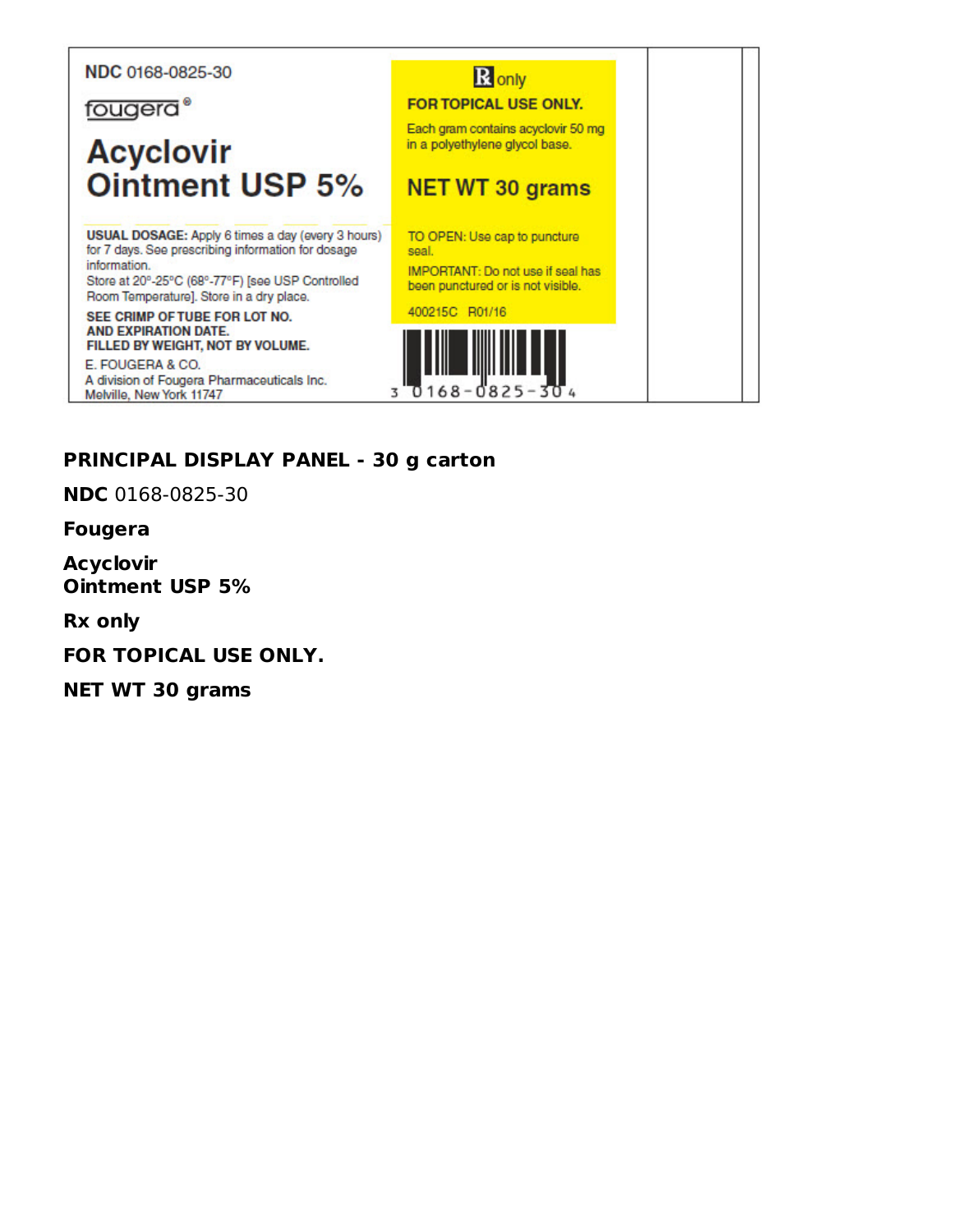NDC 0168-0825-30

fougera®

# Acyclovir Ointment USP 5%

**USUAL DOSAGE:** Apply 6 times a day (every 3 hours) for 7 days. See prescribing information for dosage information.
Store at 20°-25°C (68°-77°F) [see USP Controlled Room Temperature]. Store in a dry place.

**SEE CRIMP OF TUBE FOR LOT NO. AND EXPIRATION DATE.**
**FILLED BY WEIGHT, NOT BY VOLUME.**

E. FOUGERA & CO.
A division of Fougera Pharmaceuticals Inc.
Melville, New York 11747

℞ only

**FOR TOPICAL USE ONLY.**

Each gram contains acyclovir 50 mg in a polyethylene glycol base.

**NET WT 30 grams**

TO OPEN: Use cap to puncture seal.

IMPORTANT: Do not use if seal has been punctured or is not visible.

400215C R01/16

3 0168-0825-30 4

**PRINCIPAL DISPLAY PANEL - 30 g carton**

**NDC** 0168-0825-30

**Fougera**

**Acyclovir**
**Ointment USP 5%**

**Rx only**

**FOR TOPICAL USE ONLY.**

**NET WT 30 grams**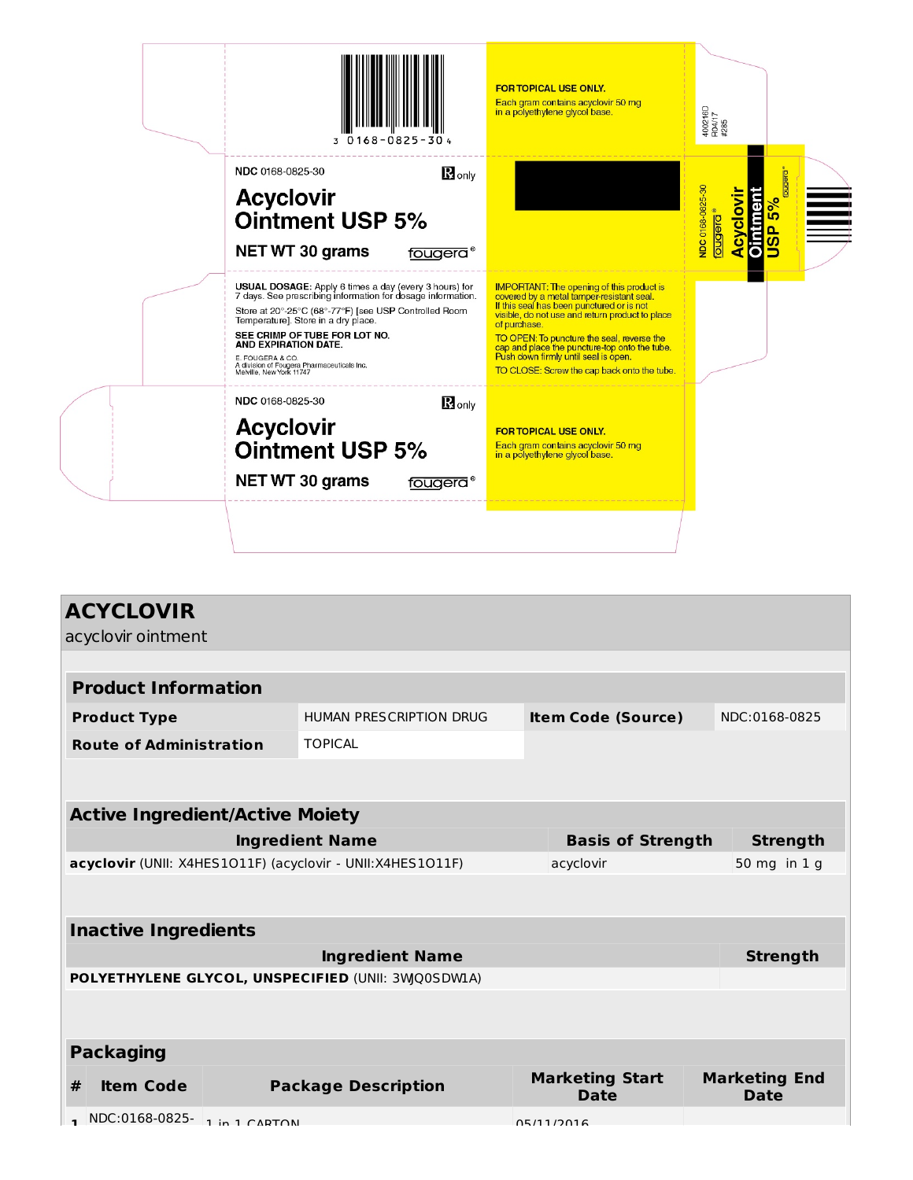3 0168-0825-30 4

NDC 0168-0825-30

℞ only

**Acyclovir Ointment USP 5%**

**NET WT 30 grams**

fougera®

**USUAL DOSAGE:** Apply 6 times a day (every 3 hours) for 7 days. See prescribing information for dosage information.

Store at 20°-25°C (68°-77°F) [see USP Controlled Room Temperature]. Store in a dry place.

**SEE CRIMP OF TUBE FOR LOT NO. AND EXPIRATION DATE.**

E. FOUGERA & CO.
A division of Fougera Pharmaceuticals Inc.
Melville, New York 11747

NDC 0168-0825-30

℞ only

**Acyclovir Ointment USP 5%**

**NET WT 30 grams**

fougera®

**FOR TOPICAL USE ONLY.**

Each gram contains acyclovir 50 mg in a polyethylene glycol base.

IMPORTANT: The opening of this product is covered by a metal tamper-resistant seal. If this seal has been punctured or is not visible, do not use and return product to place of purchase.

TO OPEN: To puncture the seal, reverse the cap and place the puncture-top onto the tube. Push down firmly until seal is open.

TO CLOSE: Screw the cap back onto the tube.

**FOR TOPICAL USE ONLY.**

Each gram contains acyclovir 50 mg in a polyethylene glycol base.

400216D
R04/17
#285

NDC 0168-0825-30 fougera® **Acyclovir Ointment USP 5%** fougera®

# ACYCLOVIR

acyclovir ointment

## Product Information

| | | | |
|---|---|---|---|
| **Product Type** | HUMAN PRESCRIPTION DRUG | **Item Code (Source)** | NDC:0168-0825 |
| **Route of Administration** | TOPICAL | | |

## Active Ingredient/Active Moiety

| Ingredient Name | Basis of Strength | Strength |
|---|---|---|
| **acyclovir** (UNII: X4HES1O11F) (acyclovir - UNII:X4HES1O11F) | acyclovir | 50 mg in 1 g |

## Inactive Ingredients

| Ingredient Name | Strength |
|---|---|
| **POLYETHYLENE GLYCOL, UNSPECIFIED** (UNII: 3WJQ0SDW1A) | |

## Packaging

| # | Item Code | Package Description | Marketing Start Date | Marketing End Date |
|---|---|---|---|---|
| 1 | NDC:0168-0825- | 1 in 1 CARTON | 05/11/2016 | |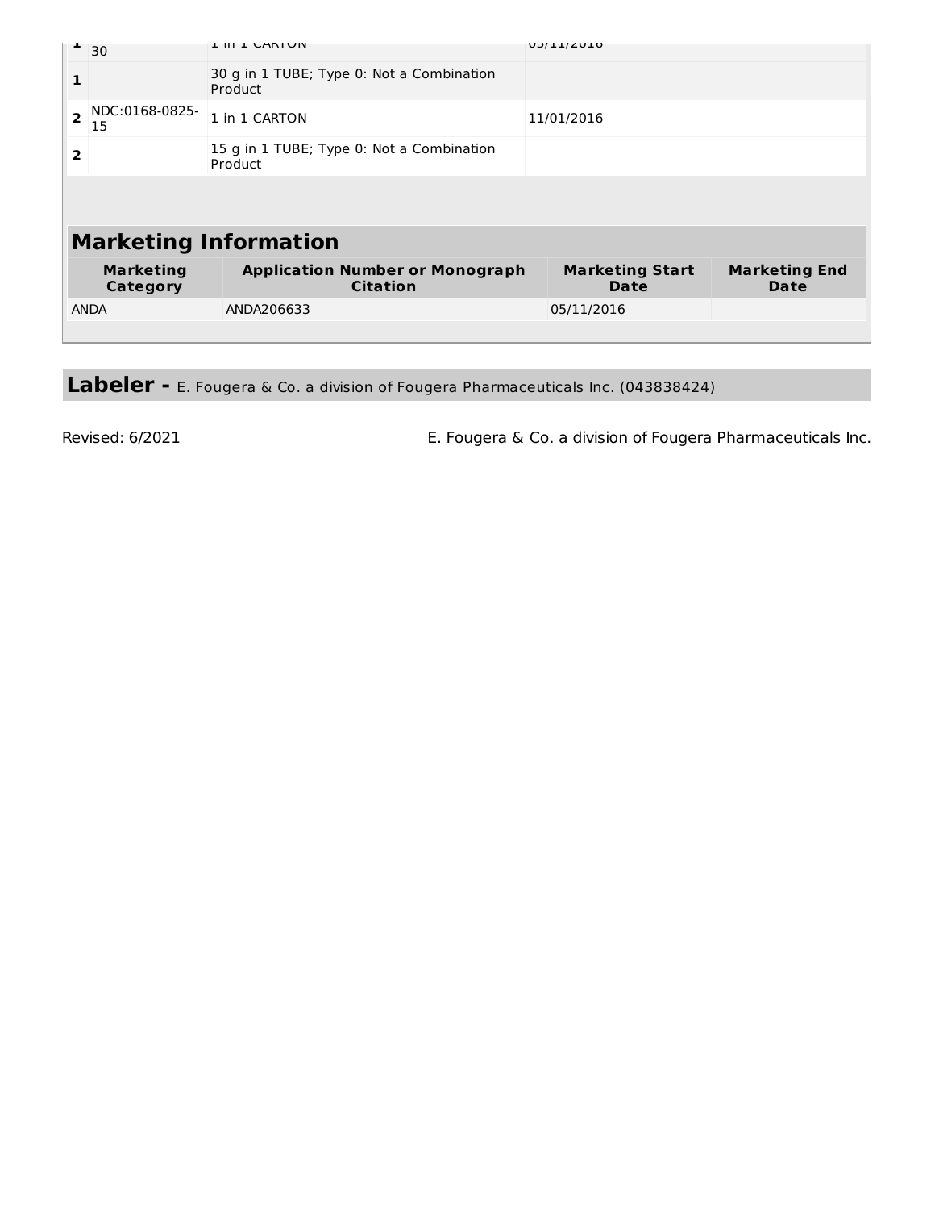| | | | | |
|---|---|---|---|---|
| 1 | NDC:0168-0825-30 | 1 in 1 CARTON | 05/11/2016 | |
| 1 | | 30 g in 1 TUBE; Type 0: Not a Combination Product | | |
| 2 | NDC:0168-0825-15 | 1 in 1 CARTON | 11/01/2016 | |
| 2 | | 15 g in 1 TUBE; Type 0: Not a Combination Product | | |

## Marketing Information

| Marketing Category | Application Number or Monograph Citation | Marketing Start Date | Marketing End Date |
|---|---|---|---|
| ANDA | ANDA206633 | 05/11/2016 | |

**Labeler -** E. Fougera & Co. a division of Fougera Pharmaceuticals Inc. (043838424)

Revised: 6/2021

E. Fougera & Co. a division of Fougera Pharmaceuticals Inc.